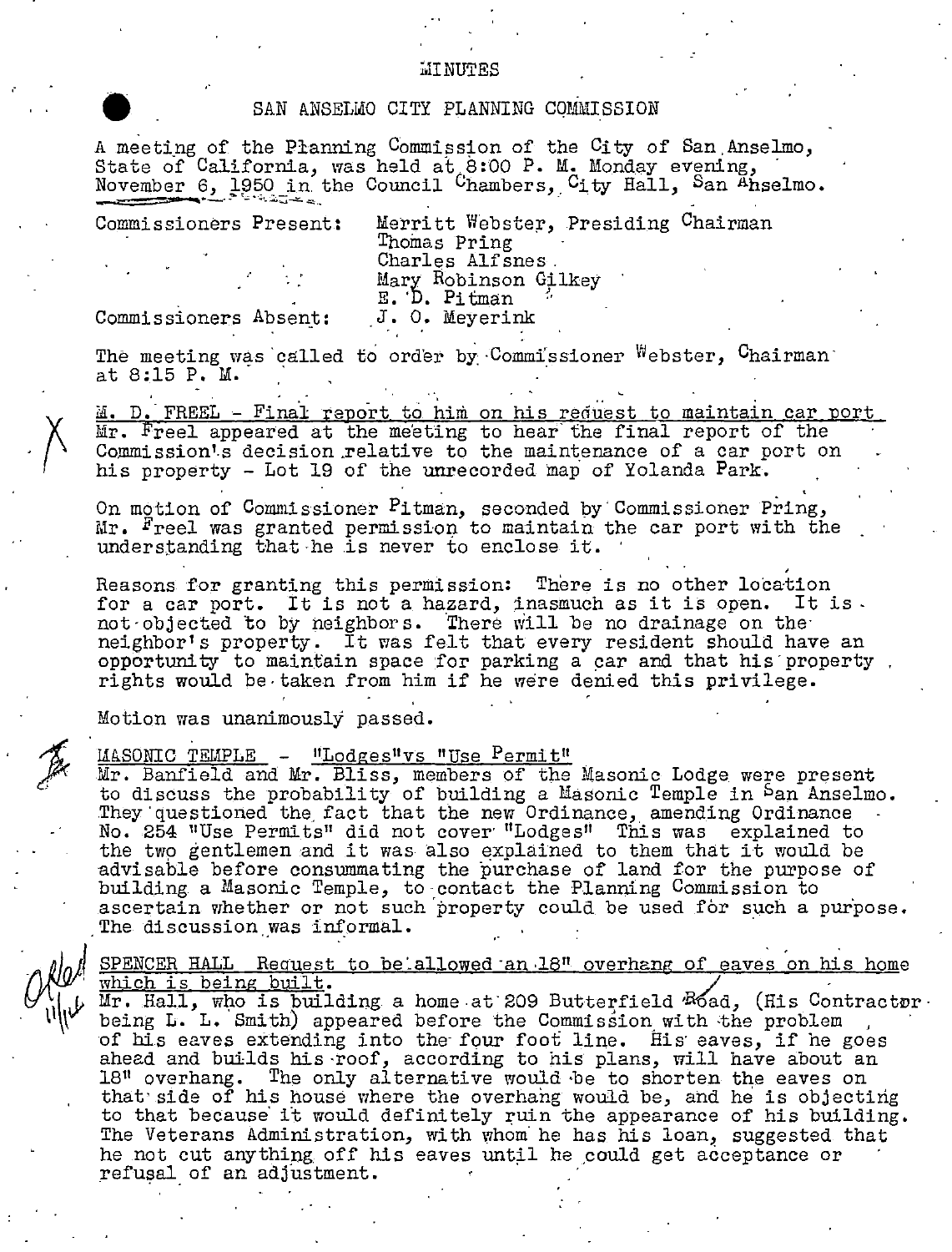# MINUTES

## SAN ANSELMO CITY PLANNING COMMISSION

A meeting of the Planning Commission of the City of San Anselmo, State of California, was held at 8:00 P. M. Monday evening, November 6, 1950 in the Council Chambers, City Hall, San Anselmo.

Commissioners Present: Merritt Webster, Presiding Chairman
Thomas Pring
Charles Alfsnes
Mary Robinson Gilkey
E. D. Pitman

Commissioners Absent: J. O. Meyerink

The meeting was called to order by Commissioner Webster, Chairman at 8:15 P. M.

M. D. FREEL - Final report to him on his request to maintain car port
Mr. Freel appeared at the meeting to hear the final report of the Commission's decision relative to the maintenance of a car port on his property - Lot 19 of the unrecorded map of Yolanda Park.

On motion of Commissioner Pitman, seconded by Commissioner Pring, Mr. Freel was granted permission to maintain the car port with the understanding that he is never to enclose it.

Reasons for granting this permission: There is no other location for a car port. It is not a hazard, inasmuch as it is open. It is not objected to by neighbors. There will be no drainage on the neighbor's property. It was felt that every resident should have an opportunity to maintain space for parking a car and that his property rights would be taken from him if he were denied this privilege.

Motion was unanimously passed.

MASONIC TEMPLE - "Lodges" vs "Use Permit"
Mr. Banfield and Mr. Bliss, members of the Masonic Lodge were present to discuss the probability of building a Masonic Temple in San Anselmo. They questioned the fact that the new Ordinance, amending Ordinance No. 254 "Use Permits" did not cover "Lodges" This was explained to the two gentlemen and it was also explained to them that it would be advisable before consummating the purchase of land for the purpose of building a Masonic Temple, to contact the Planning Commission to ascertain whether or not such property could be used for such a purpose. The discussion was informal.

SPENCER HALL Request to be allowed an 18" overhang of eaves on his home which is being built.
Mr. Hall, who is building a home at 209 Butterfield Road, (His Contractor being L. L. Smith) appeared before the Commission with the problem of his eaves extending into the four foot line. His eaves, if he goes ahead and builds his roof, according to his plans, will have about an 18" overhang. The only alternative would be to shorten the eaves on that side of his house where the overhang would be, and he is objecting to that because it would definitely ruin the appearance of his building. The Veterans Administration, with whom he has his loan, suggested that he not cut anything off his eaves until he could get acceptance or refusal of an adjustment.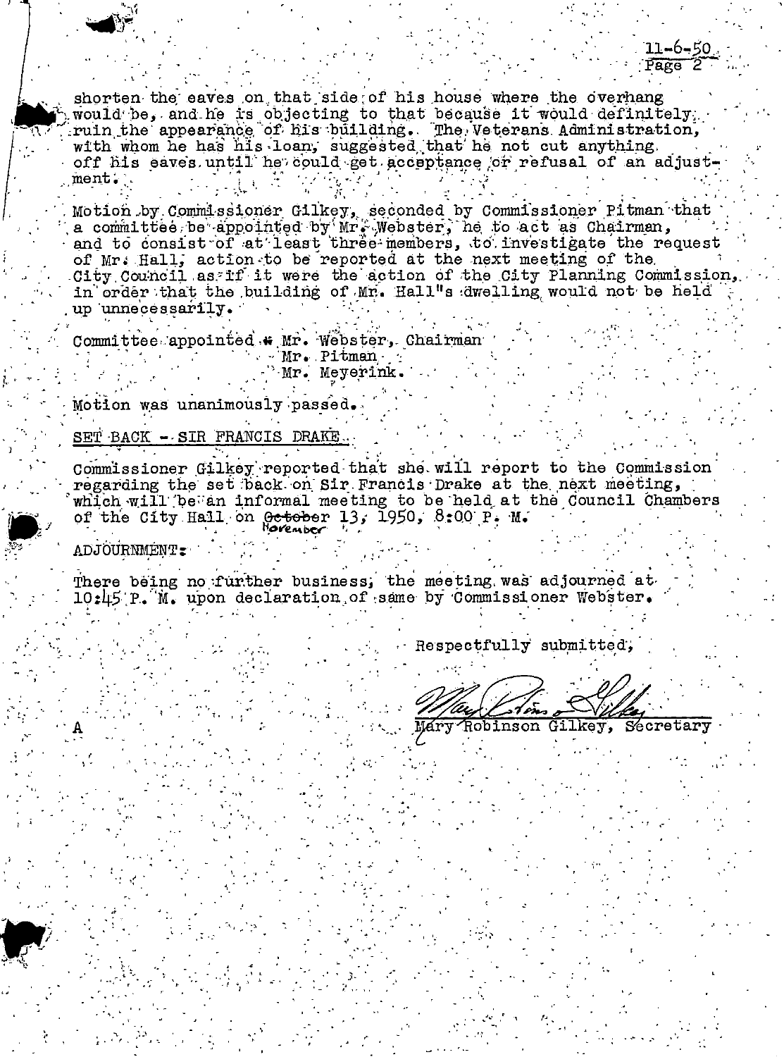shorten the eaves on that side of his house where the overhang would be, and he is objecting to that because it would definitely ruin the appearance of his building. The Veterans Administration, with whom he has his loan, suggested that he not cut anything off his eaves until he could get acceptance or refusal of an adjustment.

Motion by Commissioner Gilkey, seconded by Commissioner Pitman that a committee be appointed by Mr. Webster, he to act as Chairman, and to consist of at least three members, to investigate the request of Mr. Hall, action to be reported at the next meeting of the City Council as if it were the action of the City Planning Commission, in order that the building of Mr. Hall"s dwelling would not be held up unnecessarily.

Committee appointed - Mr. Webster, Chairman
Mr. Pitman
Mr. Meyerink.

Motion was unanimously passed.

SET BACK - SIR FRANCIS DRAKE

Commissioner Gilkey reported that she will report to the Commission regarding the set back on Sir Francis Drake at the next meeting, which will be an informal meeting to be held at the Council Chambers of the City Hall on ~~October~~ November 13, 1950, 8:00 P. M.

ADJOURNMENT:

There being no further business, the meeting was adjourned at 10:45 P. M. upon declaration of same by Commissioner Webster.

Respectfully submitted,

Mary Robinson Gilkey, Secretary

A